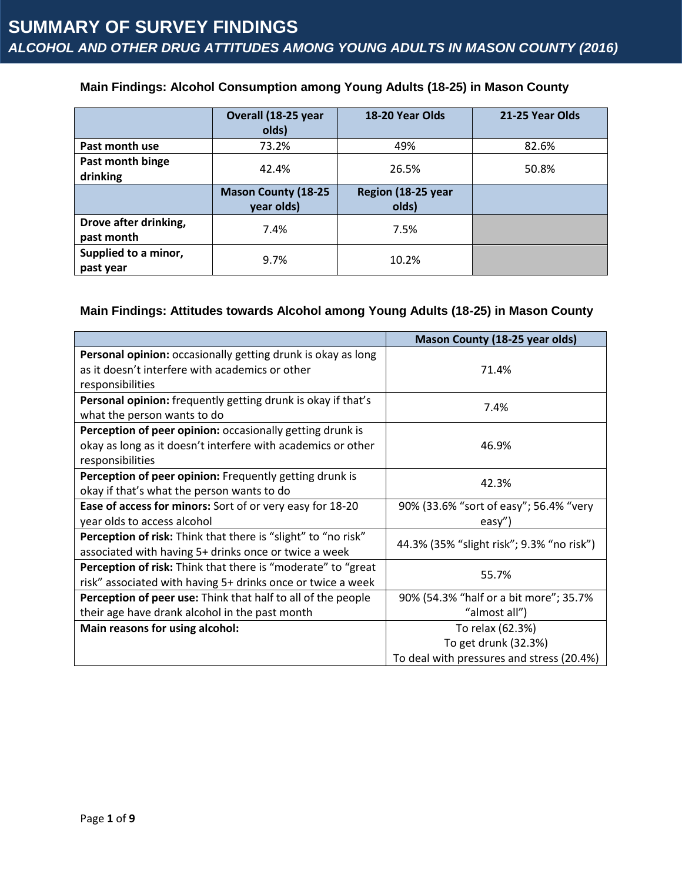# SUMMARY OF SURVEY FINDINGS

## *ALCOHOL AND OTHER DRUG ATTITUDES AMONG YOUNG ADULTS IN MASON COUNTY (2016)*

### Main Findings: Alcohol Consumption among Young Adults (18-25) in Mason County

| | Overall (18-25 year olds) | 18-20 Year Olds | 21-25 Year Olds |
|---|---|---|---|
| **Past month use** | 73.2% | 49% | 82.6% |
| **Past month binge drinking** | 42.4% | 26.5% | 50.8% |
| | **Mason County (18-25 year olds)** | **Region (18-25 year olds)** | |
| **Drove after drinking, past month** | 7.4% | 7.5% | |
| **Supplied to a minor, past year** | 9.7% | 10.2% | |

### Main Findings: Attitudes towards Alcohol among Young Adults (18-25) in Mason County

| | Mason County (18-25 year olds) |
|---|---|
| **Personal opinion:** occasionally getting drunk is okay as long as it doesn't interfere with academics or other responsibilities | 71.4% |
| **Personal opinion:** frequently getting drunk is okay if that's what the person wants to do | 7.4% |
| **Perception of peer opinion:** occasionally getting drunk is okay as long as it doesn't interfere with academics or other responsibilities | 46.9% |
| **Perception of peer opinion:** Frequently getting drunk is okay if that's what the person wants to do | 42.3% |
| **Ease of access for minors:** Sort of or very easy for 18-20 year olds to access alcohol | 90% (33.6% "sort of easy"; 56.4% "very easy") |
| **Perception of risk:** Think that there is "slight" to "no risk" associated with having 5+ drinks once or twice a week | 44.3% (35% "slight risk"; 9.3% "no risk") |
| **Perception of risk:** Think that there is "moderate" to "great risk" associated with having 5+ drinks once or twice a week | 55.7% |
| **Perception of peer use:** Think that half to all of the people their age have drank alcohol in the past month | 90% (54.3% "half or a bit more"; 35.7% "almost all") |
| **Main reasons for using alcohol:** | To relax (62.3%)<br>To get drunk (32.3%)<br>To deal with pressures and stress (20.4%) |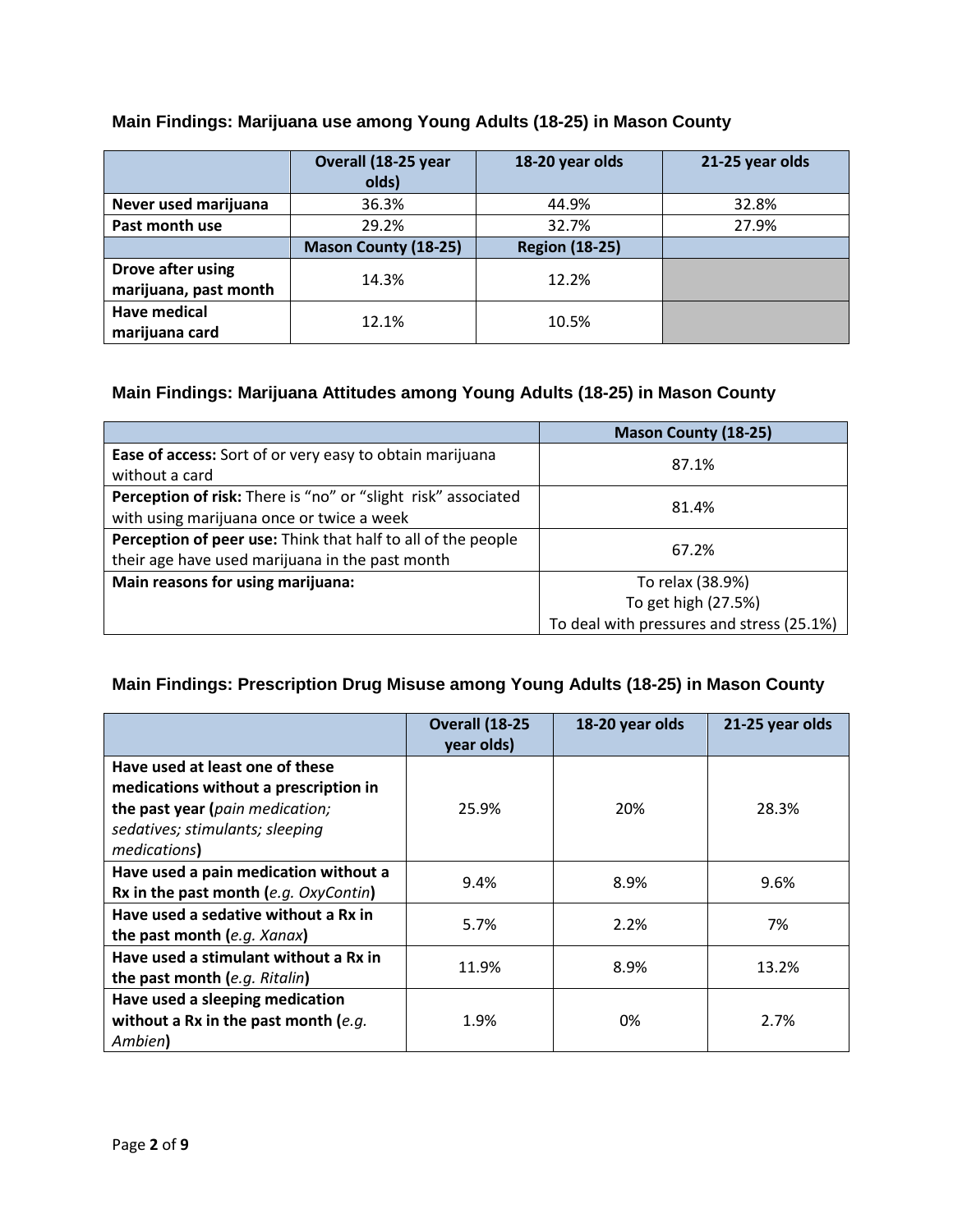### Main Findings: Marijuana use among Young Adults (18-25) in Mason County

| | Overall (18-25 year olds) | 18-20 year olds | 21-25 year olds |
|---|---|---|---|
| **Never used marijuana** | 36.3% | 44.9% | 32.8% |
| **Past month use** | 29.2% | 32.7% | 27.9% |
| | **Mason County (18-25)** | **Region (18-25)** | |
| **Drove after using marijuana, past month** | 14.3% | 12.2% | |
| **Have medical marijuana card** | 12.1% | 10.5% | |

### Main Findings: Marijuana Attitudes among Young Adults (18-25) in Mason County

| | Mason County (18-25) |
|---|---|
| **Ease of access:** Sort of or very easy to obtain marijuana without a card | 87.1% |
| **Perception of risk:** There is "no" or "slight risk" associated with using marijuana once or twice a week | 81.4% |
| **Perception of peer use:** Think that half to all of the people their age have used marijuana in the past month | 67.2% |
| **Main reasons for using marijuana:** | To relax (38.9%)<br>To get high (27.5%)<br>To deal with pressures and stress (25.1%) |

### Main Findings: Prescription Drug Misuse among Young Adults (18-25) in Mason County

| | Overall (18-25 year olds) | 18-20 year olds | 21-25 year olds |
|---|---|---|---|
| **Have used at least one of these medications without a prescription in the past year (***pain medication; sedatives; stimulants; sleeping medications***)** | 25.9% | 20% | 28.3% |
| **Have used a pain medication without a Rx in the past month (***e.g. OxyContin***)** | 9.4% | 8.9% | 9.6% |
| **Have used a sedative without a Rx in the past month (***e.g. Xanax***)** | 5.7% | 2.2% | 7% |
| **Have used a stimulant without a Rx in the past month (***e.g. Ritalin***)** | 11.9% | 8.9% | 13.2% |
| **Have used a sleeping medication without a Rx in the past month (***e.g. Ambien***)** | 1.9% | 0% | 2.7% |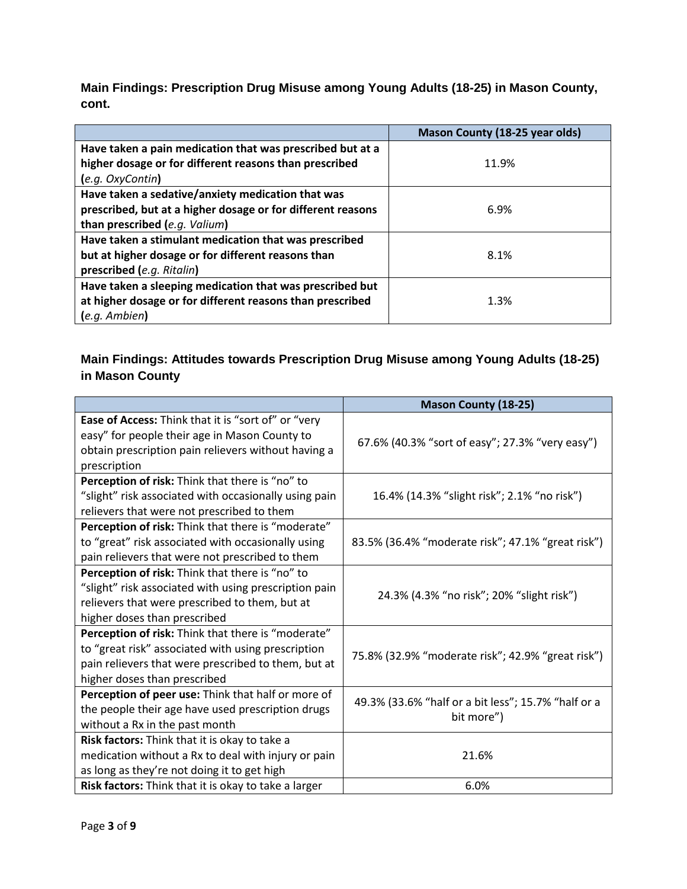## Main Findings: Prescription Drug Misuse among Young Adults (18-25) in Mason County, cont.

| | Mason County (18-25 year olds) |
|---|---|
| **Have taken a pain medication that was prescribed but at a higher dosage or for different reasons than prescribed (*e.g. OxyContin*)** | 11.9% |
| **Have taken a sedative/anxiety medication that was prescribed, but at a higher dosage or for different reasons than prescribed (*e.g. Valium*)** | 6.9% |
| **Have taken a stimulant medication that was prescribed but at higher dosage or for different reasons than prescribed (*e.g. Ritalin*)** | 8.1% |
| **Have taken a sleeping medication that was prescribed but at higher dosage or for different reasons than prescribed (*e.g. Ambien*)** | 1.3% |

## Main Findings: Attitudes towards Prescription Drug Misuse among Young Adults (18-25) in Mason County

| | Mason County (18-25) |
|---|---|
| **Ease of Access:** Think that it is "sort of" or "very easy" for people their age in Mason County to obtain prescription pain relievers without having a prescription | 67.6% (40.3% "sort of easy"; 27.3% "very easy") |
| **Perception of risk:** Think that there is "no" to "slight" risk associated with occasionally using pain relievers that were not prescribed to them | 16.4% (14.3% "slight risk"; 2.1% "no risk") |
| **Perception of risk:** Think that there is "moderate" to "great" risk associated with occasionally using pain relievers that were not prescribed to them | 83.5% (36.4% "moderate risk"; 47.1% "great risk") |
| **Perception of risk:** Think that there is "no" to "slight" risk associated with using prescription pain relievers that were prescribed to them, but at higher doses than prescribed | 24.3% (4.3% "no risk"; 20% "slight risk") |
| **Perception of risk:** Think that there is "moderate" to "great risk" associated with using prescription pain relievers that were prescribed to them, but at higher doses than prescribed | 75.8% (32.9% "moderate risk"; 42.9% "great risk") |
| **Perception of peer use:** Think that half or more of the people their age have used prescription drugs without a Rx in the past month | 49.3% (33.6% "half or a bit less"; 15.7% "half or a bit more") |
| **Risk factors:** Think that it is okay to take a medication without a Rx to deal with injury or pain as long as they're not doing it to get high | 21.6% |
| **Risk factors:** Think that it is okay to take a larger | 6.0% |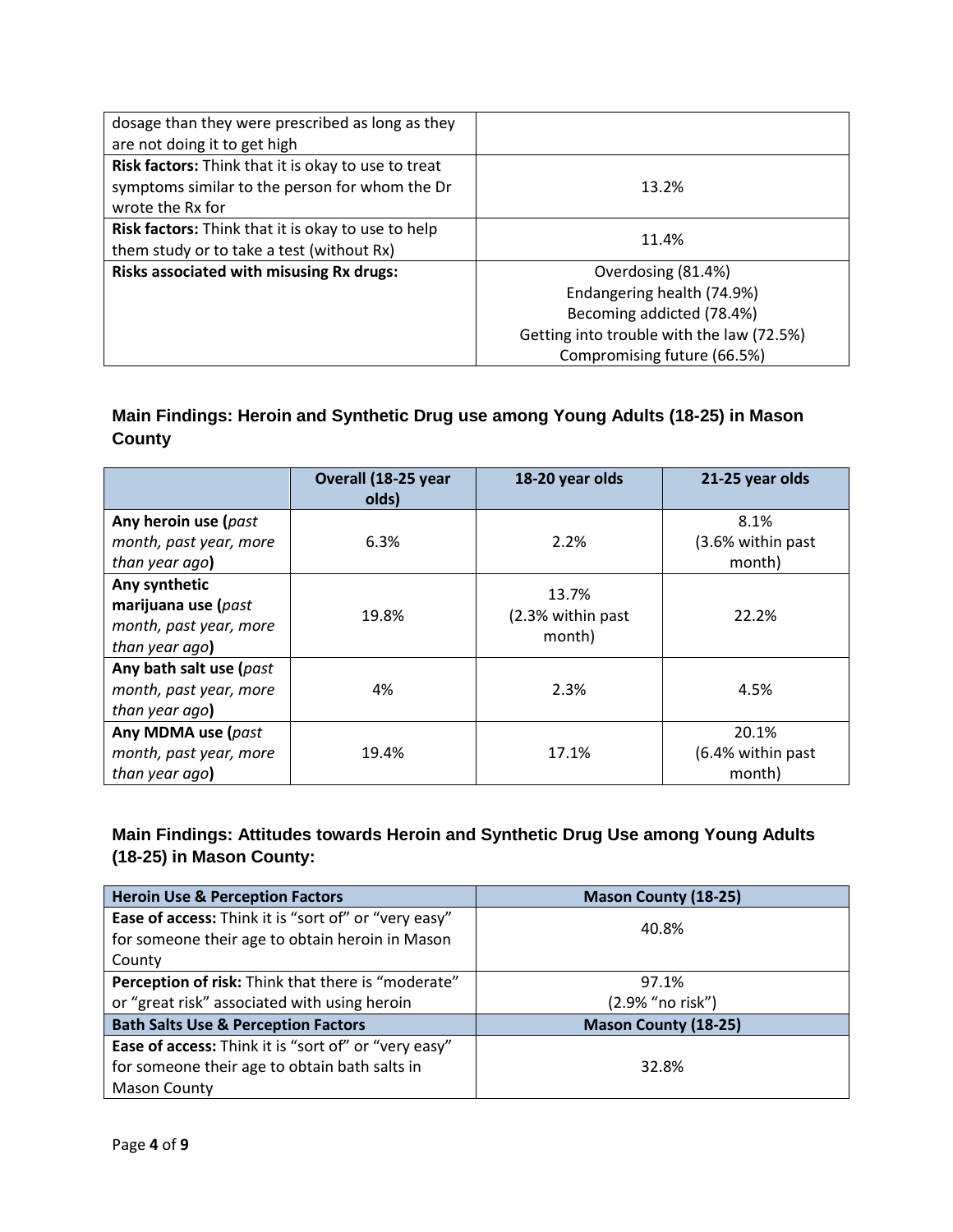| | |
|---|---|
| dosage than they were prescribed as long as they are not doing it to get high | |
| **Risk factors:** Think that it is okay to use to treat symptoms similar to the person for whom the Dr wrote the Rx for | 13.2% |
| **Risk factors:** Think that it is okay to use to help them study or to take a test (without Rx) | 11.4% |
| **Risks associated with misusing Rx drugs:** | Overdosing (81.4%)<br>Endangering health (74.9%)<br>Becoming addicted (78.4%)<br>Getting into trouble with the law (72.5%)<br>Compromising future (66.5%) |

## Main Findings: Heroin and Synthetic Drug use among Young Adults (18-25) in Mason County

| | Overall (18-25 year olds) | 18-20 year olds | 21-25 year olds |
|---|---|---|---|
| **Any heroin use (***past month, past year, more than year ago***)** | 6.3% | 2.2% | 8.1%<br>(3.6% within past month) |
| **Any synthetic marijuana use (***past month, past year, more than year ago***)** | 19.8% | 13.7%<br>(2.3% within past month) | 22.2% |
| **Any bath salt use (***past month, past year, more than year ago***)** | 4% | 2.3% | 4.5% |
| **Any MDMA use (***past month, past year, more than year ago***)** | 19.4% | 17.1% | 20.1%<br>(6.4% within past month) |

## Main Findings: Attitudes towards Heroin and Synthetic Drug Use among Young Adults (18-25) in Mason County:

| Heroin Use & Perception Factors | Mason County (18-25) |
|---|---|
| **Ease of access:** Think it is "sort of" or "very easy" for someone their age to obtain heroin in Mason County | 40.8% |
| **Perception of risk:** Think that there is "moderate" or "great risk" associated with using heroin | 97.1%<br>(2.9% "no risk") |
| **Bath Salts Use & Perception Factors** | **Mason County (18-25)** |
| **Ease of access:** Think it is "sort of" or "very easy" for someone their age to obtain bath salts in Mason County | 32.8% |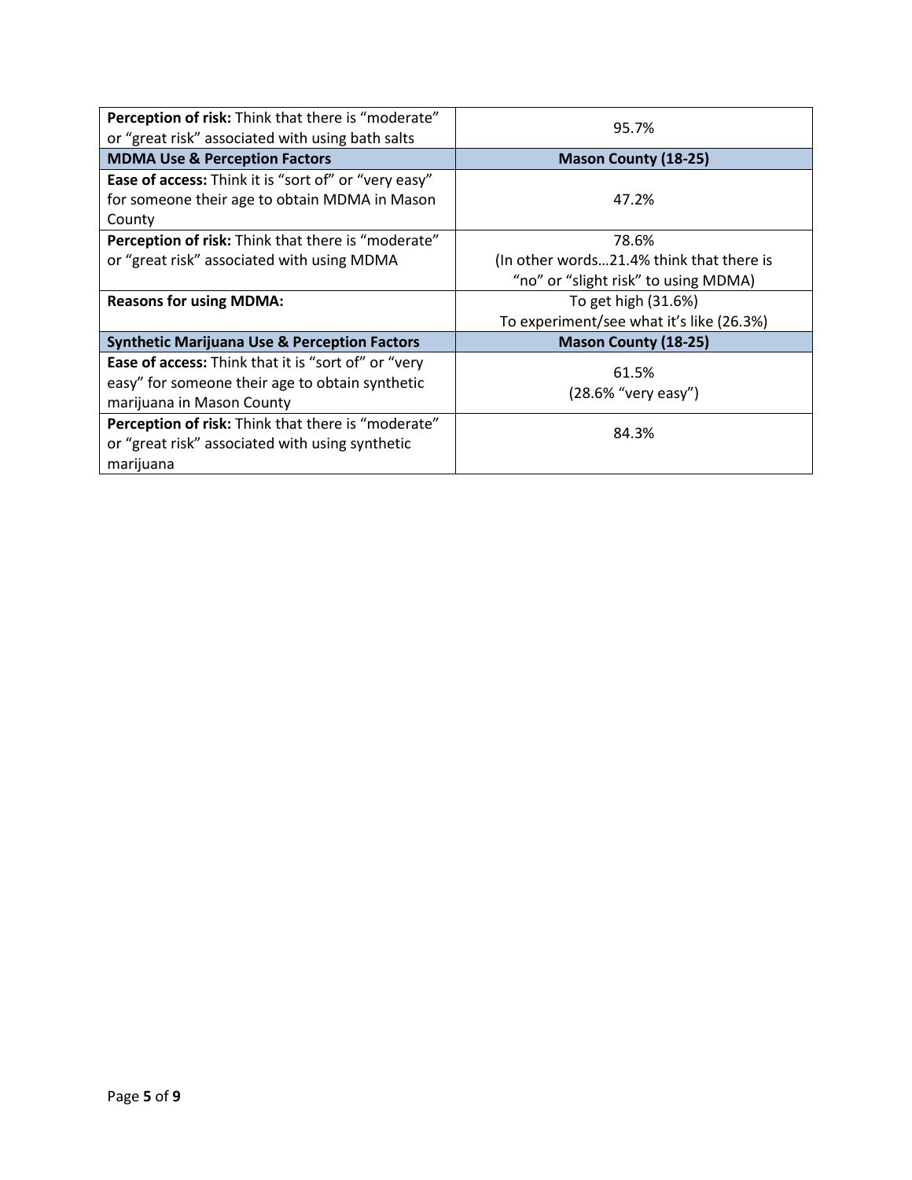| **Perception of risk:** Think that there is "moderate" or "great risk" associated with using bath salts | 95.7% |
|---|---|
| **MDMA Use & Perception Factors** | **Mason County (18-25)** |
| **Ease of access:** Think it is "sort of" or "very easy" for someone their age to obtain MDMA in Mason County | 47.2% |
| **Perception of risk:** Think that there is "moderate" or "great risk" associated with using MDMA | 78.6%<br>(In other words…21.4% think that there is "no" or "slight risk" to using MDMA) |
| **Reasons for using MDMA:** | To get high (31.6%)<br>To experiment/see what it's like (26.3%) |
| **Synthetic Marijuana Use & Perception Factors** | **Mason County (18-25)** |
| **Ease of access:** Think that it is "sort of" or "very easy" for someone their age to obtain synthetic marijuana in Mason County | 61.5%<br>(28.6% "very easy") |
| **Perception of risk:** Think that there is "moderate" or "great risk" associated with using synthetic marijuana | 84.3% |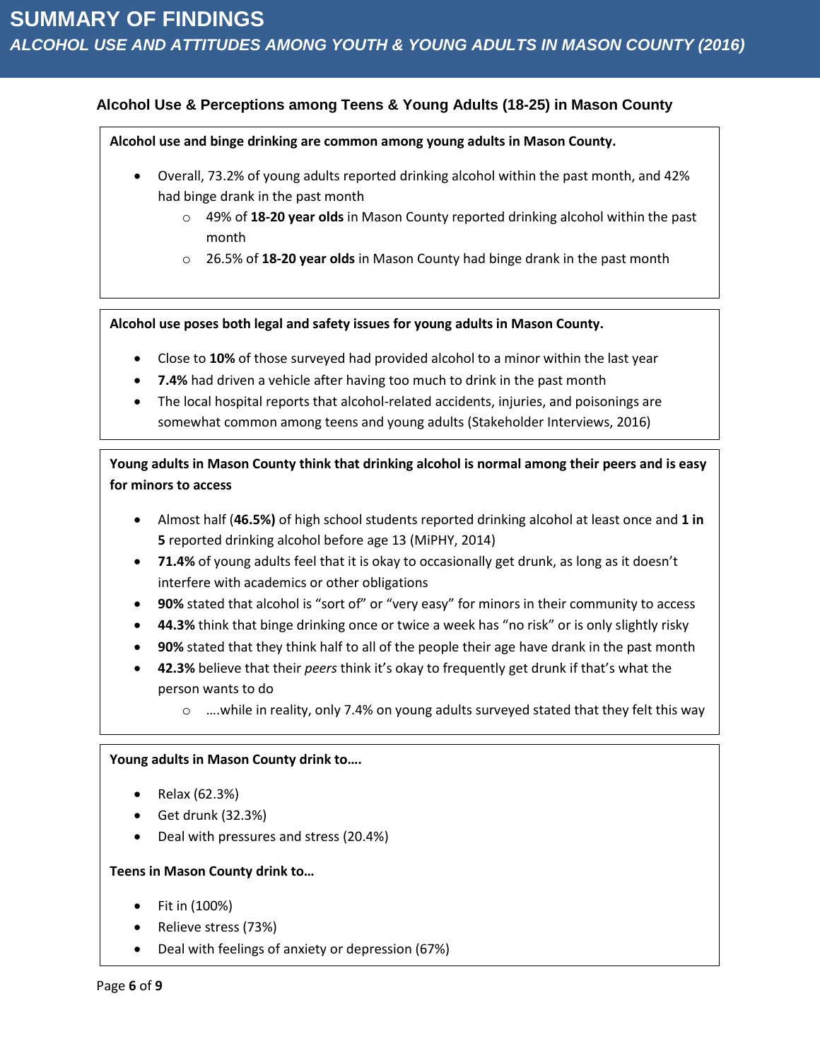# SUMMARY OF FINDINGS

## *ALCOHOL USE AND ATTITUDES AMONG YOUTH & YOUNG ADULTS IN MASON COUNTY (2016)*

### Alcohol Use & Perceptions among Teens & Young Adults (18-25) in Mason County

**Alcohol use and binge drinking are common among young adults in Mason County.**

- Overall, 73.2% of young adults reported drinking alcohol within the past month, and 42% had binge drank in the past month
    - 49% of **18-20 year olds** in Mason County reported drinking alcohol within the past month
    - 26.5% of **18-20 year olds** in Mason County had binge drank in the past month

**Alcohol use poses both legal and safety issues for young adults in Mason County.**

- Close to **10%** of those surveyed had provided alcohol to a minor within the last year
- **7.4%** had driven a vehicle after having too much to drink in the past month
- The local hospital reports that alcohol-related accidents, injuries, and poisonings are somewhat common among teens and young adults (Stakeholder Interviews, 2016)

**Young adults in Mason County think that drinking alcohol is normal among their peers and is easy for minors to access**

- Almost half (**46.5%)** of high school students reported drinking alcohol at least once and **1 in 5** reported drinking alcohol before age 13 (MiPHY, 2014)
- **71.4%** of young adults feel that it is okay to occasionally get drunk, as long as it doesn't interfere with academics or other obligations
- **90%** stated that alcohol is "sort of" or "very easy" for minors in their community to access
- **44.3%** think that binge drinking once or twice a week has "no risk" or is only slightly risky
- **90%** stated that they think half to all of the people their age have drank in the past month
- **42.3%** believe that their *peers* think it's okay to frequently get drunk if that's what the person wants to do
    - ….while in reality, only 7.4% on young adults surveyed stated that they felt this way

**Young adults in Mason County drink to….**

- Relax (62.3%)
- Get drunk (32.3%)
- Deal with pressures and stress (20.4%)

**Teens in Mason County drink to…**

- Fit in (100%)
- Relieve stress (73%)
- Deal with feelings of anxiety or depression (67%)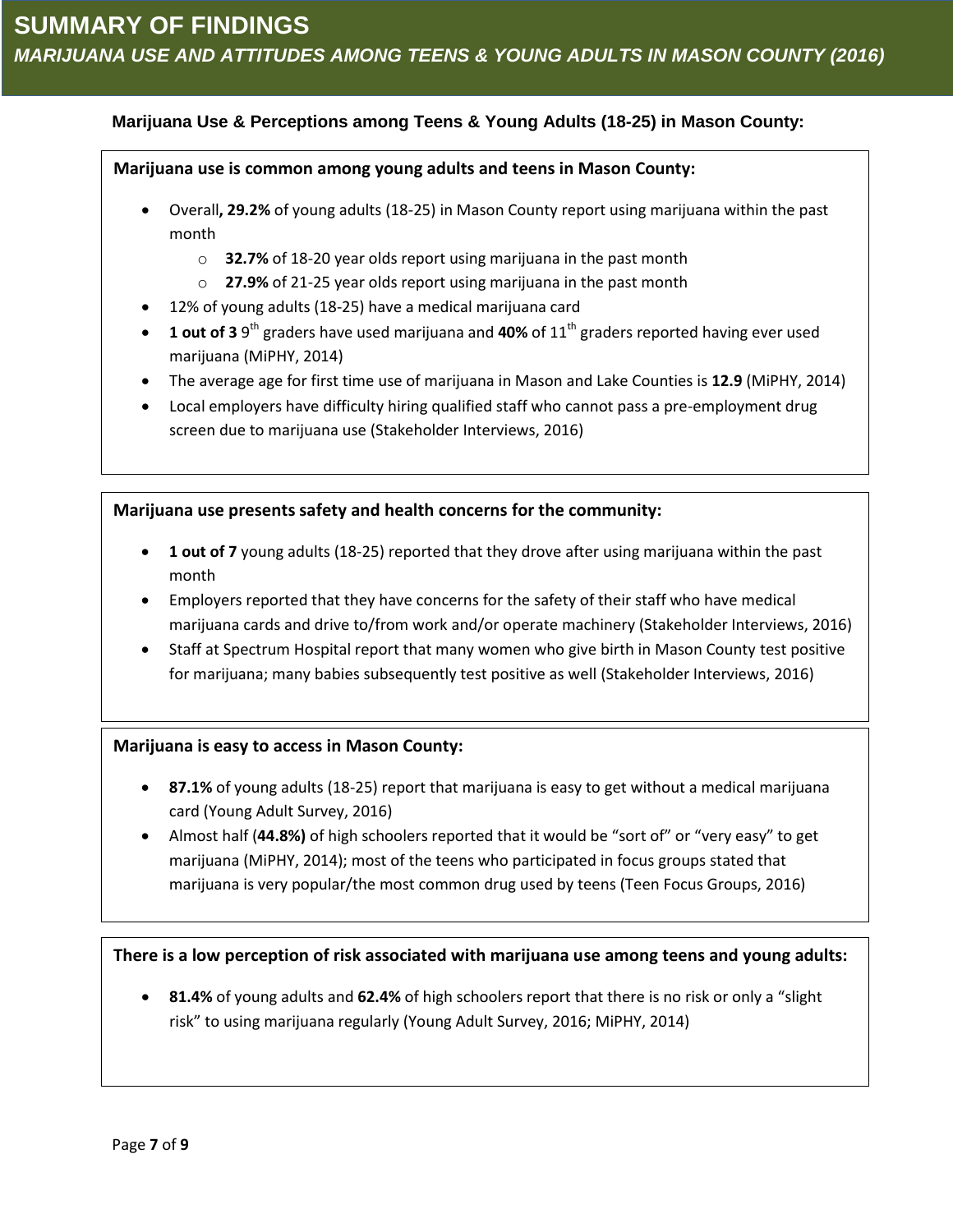# SUMMARY OF FINDINGS

## *MARIJUANA USE AND ATTITUDES AMONG TEENS & YOUNG ADULTS IN MASON COUNTY (2016)*

### Marijuana Use & Perceptions among Teens & Young Adults (18-25) in Mason County:

**Marijuana use is common among young adults and teens in Mason County:**

- Overall**, 29.2%** of young adults (18-25) in Mason County report using marijuana within the past month
  - **32.7%** of 18-20 year olds report using marijuana in the past month
  - **27.9%** of 21-25 year olds report using marijuana in the past month
- 12% of young adults (18-25) have a medical marijuana card
- **1 out of 3** 9th graders have used marijuana and **40%** of 11th graders reported having ever used marijuana (MiPHY, 2014)
- The average age for first time use of marijuana in Mason and Lake Counties is **12.9** (MiPHY, 2014)
- Local employers have difficulty hiring qualified staff who cannot pass a pre-employment drug screen due to marijuana use (Stakeholder Interviews, 2016)

**Marijuana use presents safety and health concerns for the community:**

- **1 out of 7** young adults (18-25) reported that they drove after using marijuana within the past month
- Employers reported that they have concerns for the safety of their staff who have medical marijuana cards and drive to/from work and/or operate machinery (Stakeholder Interviews, 2016)
- Staff at Spectrum Hospital report that many women who give birth in Mason County test positive for marijuana; many babies subsequently test positive as well (Stakeholder Interviews, 2016)

**Marijuana is easy to access in Mason County:**

- **87.1%** of young adults (18-25) report that marijuana is easy to get without a medical marijuana card (Young Adult Survey, 2016)
- Almost half (**44.8%)** of high schoolers reported that it would be "sort of" or "very easy" to get marijuana (MiPHY, 2014); most of the teens who participated in focus groups stated that marijuana is very popular/the most common drug used by teens (Teen Focus Groups, 2016)

**There is a low perception of risk associated with marijuana use among teens and young adults:**

- **81.4%** of young adults and **62.4%** of high schoolers report that there is no risk or only a "slight risk" to using marijuana regularly (Young Adult Survey, 2016; MiPHY, 2014)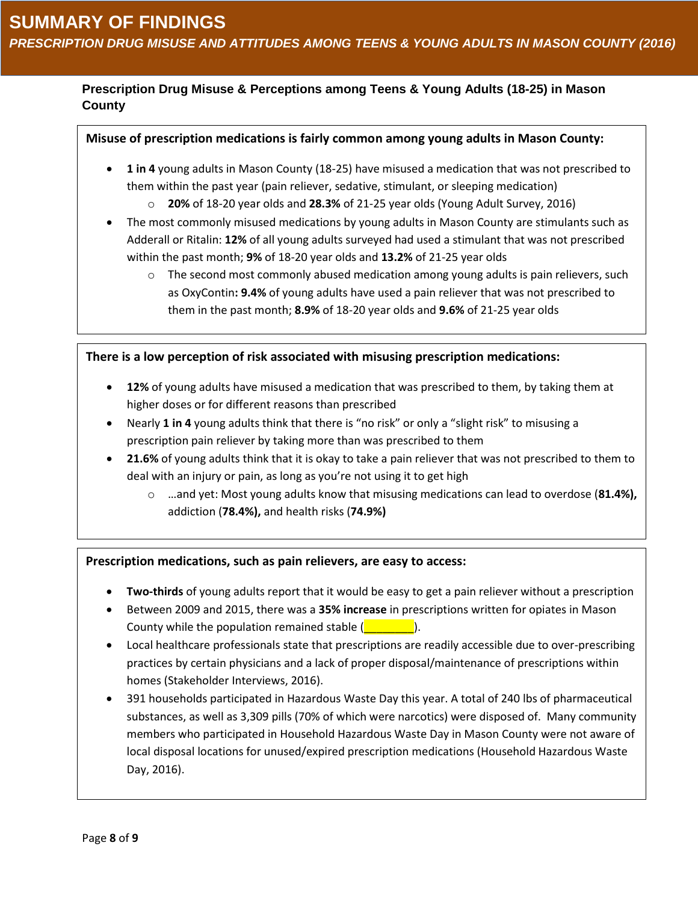# SUMMARY OF FINDINGS

*PRESCRIPTION DRUG MISUSE AND ATTITUDES AMONG TEENS & YOUNG ADULTS IN MASON COUNTY (2016)*

## Prescription Drug Misuse & Perceptions among Teens & Young Adults (18-25) in Mason County

**Misuse of prescription medications is fairly common among young adults in Mason County:**

- **1 in 4** young adults in Mason County (18-25) have misused a medication that was not prescribed to them within the past year (pain reliever, sedative, stimulant, or sleeping medication)
  - **20%** of 18-20 year olds and **28.3%** of 21-25 year olds (Young Adult Survey, 2016)
- The most commonly misused medications by young adults in Mason County are stimulants such as Adderall or Ritalin: **12%** of all young adults surveyed had used a stimulant that was not prescribed within the past month; **9%** of 18-20 year olds and **13.2%** of 21-25 year olds
  - The second most commonly abused medication among young adults is pain relievers, such as OxyContin**: 9.4%** of young adults have used a pain reliever that was not prescribed to them in the past month; **8.9%** of 18-20 year olds and **9.6%** of 21-25 year olds

**There is a low perception of risk associated with misusing prescription medications:**

- **12%** of young adults have misused a medication that was prescribed to them, by taking them at higher doses or for different reasons than prescribed
- Nearly **1 in 4** young adults think that there is "no risk" or only a "slight risk" to misusing a prescription pain reliever by taking more than was prescribed to them
- **21.6%** of young adults think that it is okay to take a pain reliever that was not prescribed to them to deal with an injury or pain, as long as you're not using it to get high
  - …and yet: Most young adults know that misusing medications can lead to overdose (**81.4%),** addiction (**78.4%),** and health risks (**74.9%)**

**Prescription medications, such as pain relievers, are easy to access:**

- **Two-thirds** of young adults report that it would be easy to get a pain reliever without a prescription
- Between 2009 and 2015, there was a **35% increase** in prescriptions written for opiates in Mason County while the population remained stable (________).
- Local healthcare professionals state that prescriptions are readily accessible due to over-prescribing practices by certain physicians and a lack of proper disposal/maintenance of prescriptions within homes (Stakeholder Interviews, 2016).
- 391 households participated in Hazardous Waste Day this year. A total of 240 lbs of pharmaceutical substances, as well as 3,309 pills (70% of which were narcotics) were disposed of. Many community members who participated in Household Hazardous Waste Day in Mason County were not aware of local disposal locations for unused/expired prescription medications (Household Hazardous Waste Day, 2016).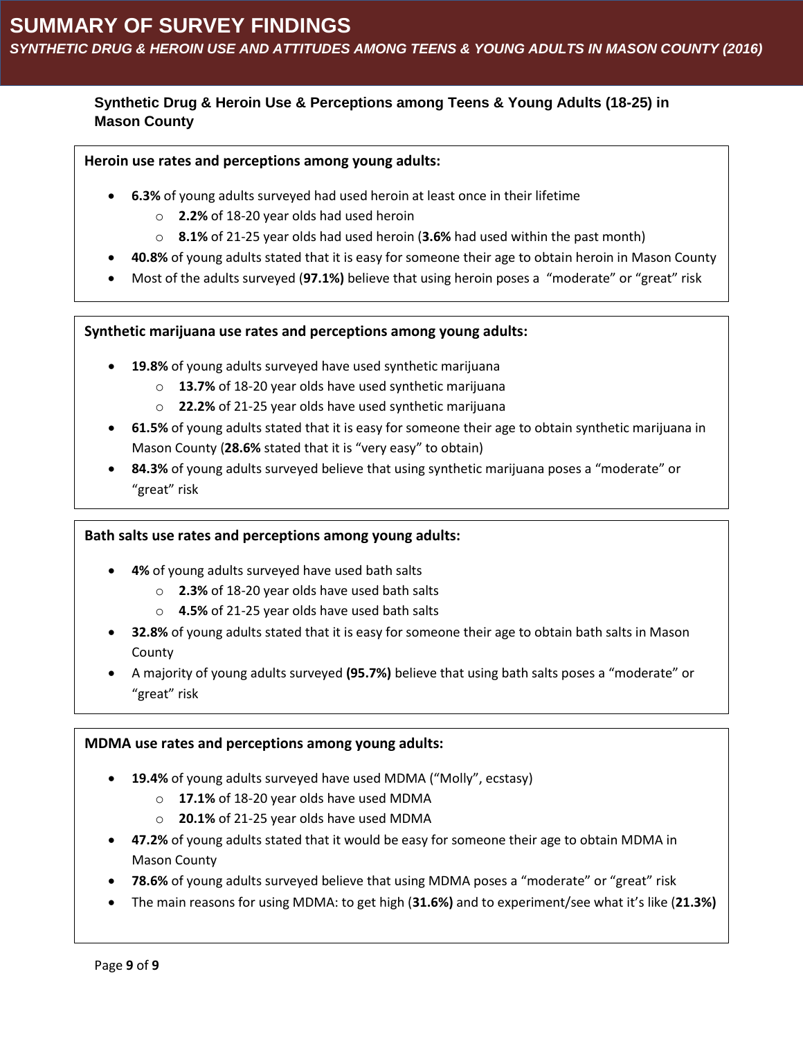# SUMMARY OF SURVEY FINDINGS

***SYNTHETIC DRUG & HEROIN USE AND ATTITUDES AMONG TEENS & YOUNG ADULTS IN MASON COUNTY (2016)***

## Synthetic Drug & Heroin Use & Perceptions among Teens & Young Adults (18-25) in Mason County

### Heroin use rates and perceptions among young adults:

- **6.3%** of young adults surveyed had used heroin at least once in their lifetime
  - **2.2%** of 18-20 year olds had used heroin
  - **8.1%** of 21-25 year olds had used heroin (**3.6%** had used within the past month)
- **40.8%** of young adults stated that it is easy for someone their age to obtain heroin in Mason County
- Most of the adults surveyed (**97.1%)** believe that using heroin poses a "moderate" or "great" risk

### Synthetic marijuana use rates and perceptions among young adults:

- **19.8%** of young adults surveyed have used synthetic marijuana
  - **13.7%** of 18-20 year olds have used synthetic marijuana
  - **22.2%** of 21-25 year olds have used synthetic marijuana
- **61.5%** of young adults stated that it is easy for someone their age to obtain synthetic marijuana in Mason County (**28.6%** stated that it is "very easy" to obtain)
- **84.3%** of young adults surveyed believe that using synthetic marijuana poses a "moderate" or "great" risk

### Bath salts use rates and perceptions among young adults:

- **4%** of young adults surveyed have used bath salts
  - **2.3%** of 18-20 year olds have used bath salts
  - **4.5%** of 21-25 year olds have used bath salts
- **32.8%** of young adults stated that it is easy for someone their age to obtain bath salts in Mason County
- A majority of young adults surveyed **(95.7%)** believe that using bath salts poses a "moderate" or "great" risk

### MDMA use rates and perceptions among young adults:

- **19.4%** of young adults surveyed have used MDMA ("Molly", ecstasy)
  - **17.1%** of 18-20 year olds have used MDMA
  - **20.1%** of 21-25 year olds have used MDMA
- **47.2%** of young adults stated that it would be easy for someone their age to obtain MDMA in Mason County
- **78.6%** of young adults surveyed believe that using MDMA poses a "moderate" or "great" risk
- The main reasons for using MDMA: to get high (**31.6%)** and to experiment/see what it's like (**21.3%)**